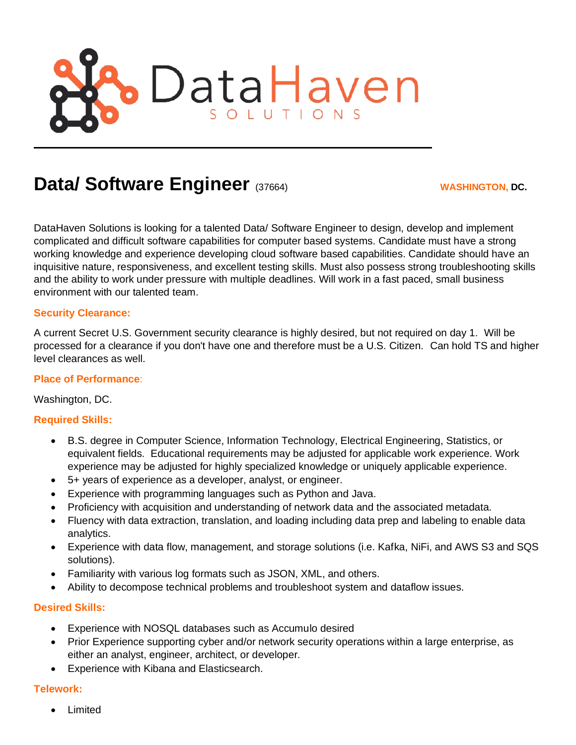DataHaven SOLUTIONS

# Data/ Software Engineer (37664)

**WASHINGTON, DC.**

DataHaven Solutions is looking for a talented Data/ Software Engineer to design, develop and implement complicated and difficult software capabilities for computer based systems. Candidate must have a strong working knowledge and experience developing cloud software based capabilities. Candidate should have an inquisitive nature, responsiveness, and excellent testing skills. Must also possess strong troubleshooting skills and the ability to work under pressure with multiple deadlines. Will work in a fast paced, small business environment with our talented team.

**Security Clearance:**

A current Secret U.S. Government security clearance is highly desired, but not required on day 1. Will be processed for a clearance if you don't have one and therefore must be a U.S. Citizen. Can hold TS and higher level clearances as well.

**Place of Performance**:

Washington, DC.

**Required Skills:**

- B.S. degree in Computer Science, Information Technology, Electrical Engineering, Statistics, or equivalent fields. Educational requirements may be adjusted for applicable work experience. Work experience may be adjusted for highly specialized knowledge or uniquely applicable experience.
- 5+ years of experience as a developer, analyst, or engineer.
- Experience with programming languages such as Python and Java.
- Proficiency with acquisition and understanding of network data and the associated metadata.
- Fluency with data extraction, translation, and loading including data prep and labeling to enable data analytics.
- Experience with data flow, management, and storage solutions (i.e. Kafka, NiFi, and AWS S3 and SQS solutions).
- Familiarity with various log formats such as JSON, XML, and others.
- Ability to decompose technical problems and troubleshoot system and dataflow issues.

**Desired Skills:**

- Experience with NOSQL databases such as Accumulo desired
- Prior Experience supporting cyber and/or network security operations within a large enterprise, as either an analyst, engineer, architect, or developer.
- Experience with Kibana and Elasticsearch.

**Telework:**

- Limited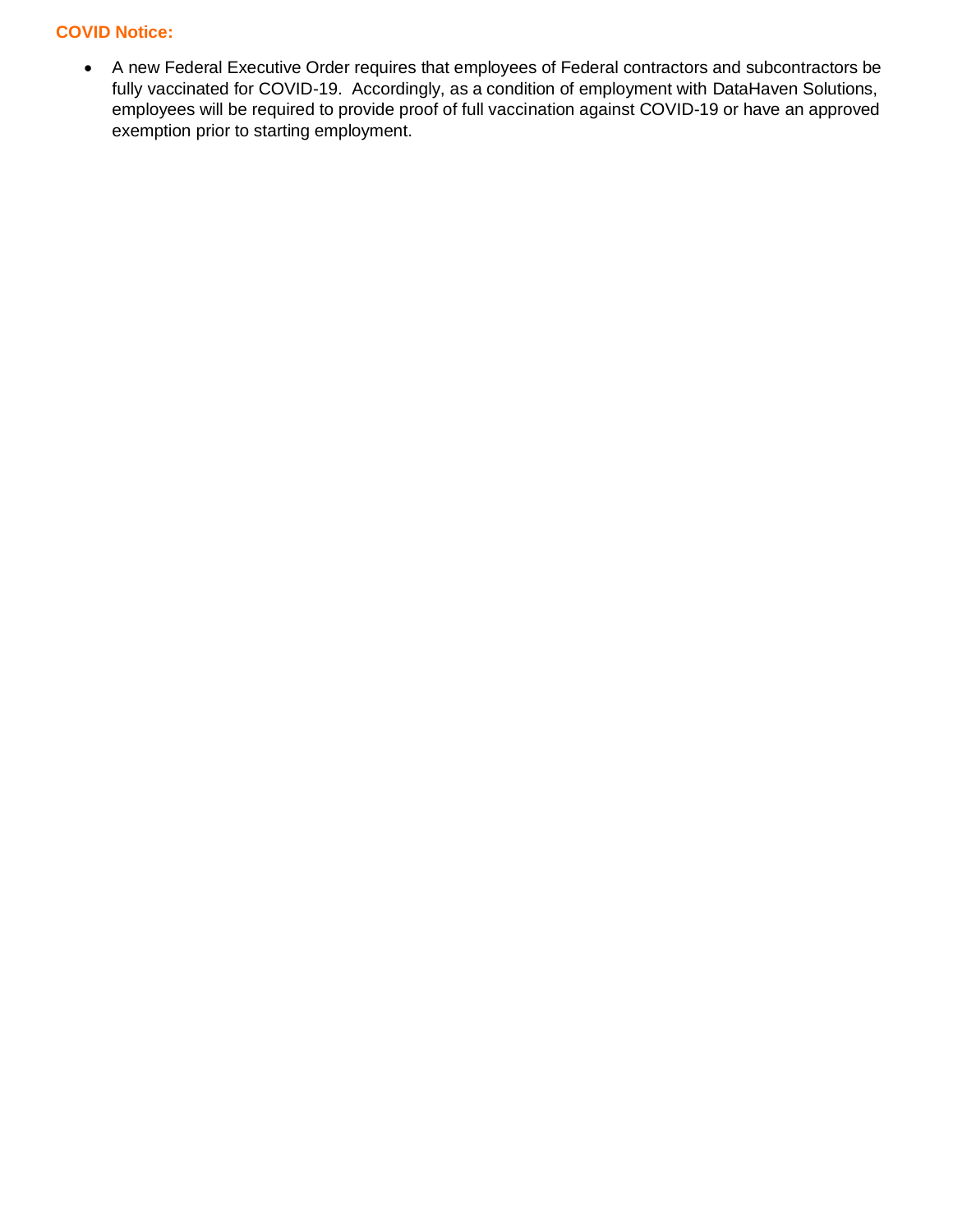**COVID Notice:**

- A new Federal Executive Order requires that employees of Federal contractors and subcontractors be fully vaccinated for COVID-19. Accordingly, as a condition of employment with DataHaven Solutions, employees will be required to provide proof of full vaccination against COVID-19 or have an approved exemption prior to starting employment.